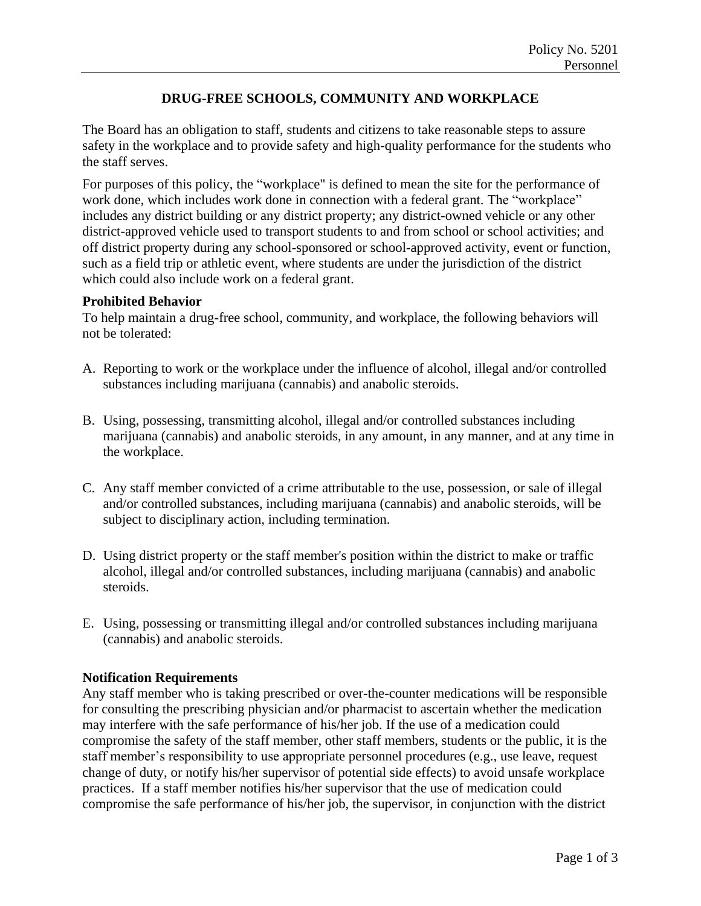Policy No. 5201
Personnel

# DRUG-FREE SCHOOLS, COMMUNITY AND WORKPLACE

The Board has an obligation to staff, students and citizens to take reasonable steps to assure safety in the workplace and to provide safety and high-quality performance for the students who the staff serves.

For purposes of this policy, the "workplace" is defined to mean the site for the performance of work done, which includes work done in connection with a federal grant. The "workplace" includes any district building or any district property; any district-owned vehicle or any other district-approved vehicle used to transport students to and from school or school activities; and off district property during any school-sponsored or school-approved activity, event or function, such as a field trip or athletic event, where students are under the jurisdiction of the district which could also include work on a federal grant.

**Prohibited Behavior**

To help maintain a drug-free school, community, and workplace, the following behaviors will not be tolerated:

A. Reporting to work or the workplace under the influence of alcohol, illegal and/or controlled substances including marijuana (cannabis) and anabolic steroids.

B. Using, possessing, transmitting alcohol, illegal and/or controlled substances including marijuana (cannabis) and anabolic steroids, in any amount, in any manner, and at any time in the workplace.

C. Any staff member convicted of a crime attributable to the use, possession, or sale of illegal and/or controlled substances, including marijuana (cannabis) and anabolic steroids, will be subject to disciplinary action, including termination.

D. Using district property or the staff member's position within the district to make or traffic alcohol, illegal and/or controlled substances, including marijuana (cannabis) and anabolic steroids.

E. Using, possessing or transmitting illegal and/or controlled substances including marijuana (cannabis) and anabolic steroids.

**Notification Requirements**

Any staff member who is taking prescribed or over-the-counter medications will be responsible for consulting the prescribing physician and/or pharmacist to ascertain whether the medication may interfere with the safe performance of his/her job. If the use of a medication could compromise the safety of the staff member, other staff members, students or the public, it is the staff member's responsibility to use appropriate personnel procedures (e.g., use leave, request change of duty, or notify his/her supervisor of potential side effects) to avoid unsafe workplace practices. If a staff member notifies his/her supervisor that the use of medication could compromise the safe performance of his/her job, the supervisor, in conjunction with the district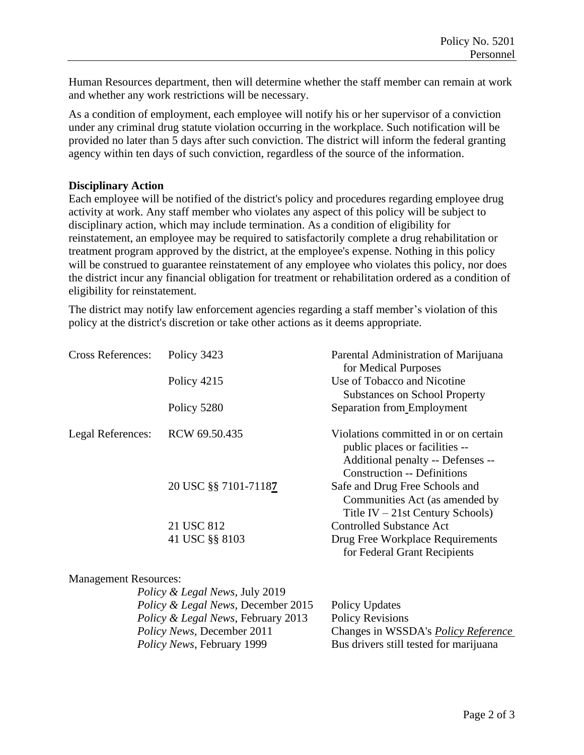Human Resources department, then will determine whether the staff member can remain at work and whether any work restrictions will be necessary.

As a condition of employment, each employee will notify his or her supervisor of a conviction under any criminal drug statute violation occurring in the workplace. Such notification will be provided no later than 5 days after such conviction. The district will inform the federal granting agency within ten days of such conviction, regardless of the source of the information.

**Disciplinary Action**

Each employee will be notified of the district's policy and procedures regarding employee drug activity at work. Any staff member who violates any aspect of this policy will be subject to disciplinary action, which may include termination. As a condition of eligibility for reinstatement, an employee may be required to satisfactorily complete a drug rehabilitation or treatment program approved by the district, at the employee's expense. Nothing in this policy will be construed to guarantee reinstatement of any employee who violates this policy, nor does the district incur any financial obligation for treatment or rehabilitation ordered as a condition of eligibility for reinstatement.

The district may notify law enforcement agencies regarding a staff member's violation of this policy at the district's discretion or take other actions as it deems appropriate.

| | | |
|---|---|---|
| Cross References: | Policy 3423 | Parental Administration of Marijuana for Medical Purposes |
| | Policy 4215 | Use of Tobacco and Nicotine Substances on School Property |
| | Policy 5280 | Separation from Employment |
| Legal References: | RCW 69.50.435 | Violations committed in or on certain public places or facilities -- Additional penalty -- Defenses -- Construction -- Definitions |
| | 20 USC §§ 7101-7118**7** | Safe and Drug Free Schools and Communities Act (as amended by Title IV – 21st Century Schools) |
| | 21 USC 812 | Controlled Substance Act |
| | 41 USC §§ 8103 | Drug Free Workplace Requirements for Federal Grant Recipients |

Management Resources:

| | |
|---|---|
| *Policy & Legal News*, July 2019 | |
| *Policy & Legal News*, December 2015 | Policy Updates |
| *Policy & Legal News*, February 2013 | Policy Revisions |
| *Policy News*, December 2011 | Changes in WSSDA's *Policy Reference* |
| *Policy News*, February 1999 | Bus drivers still tested for marijuana |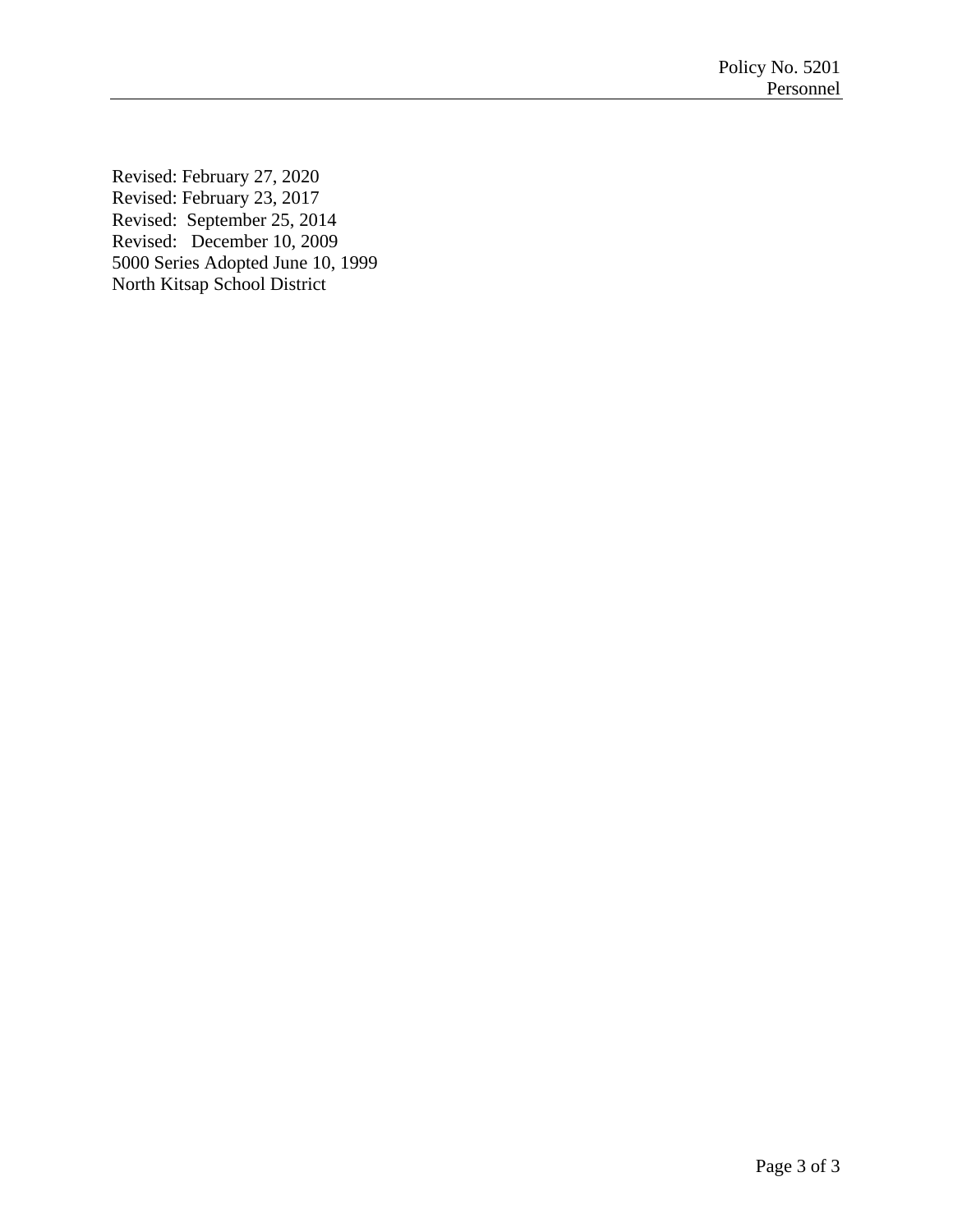Revised: February 27, 2020
Revised: February 23, 2017
Revised: September 25, 2014
Revised: December 10, 2009
5000 Series Adopted June 10, 1999
North Kitsap School District